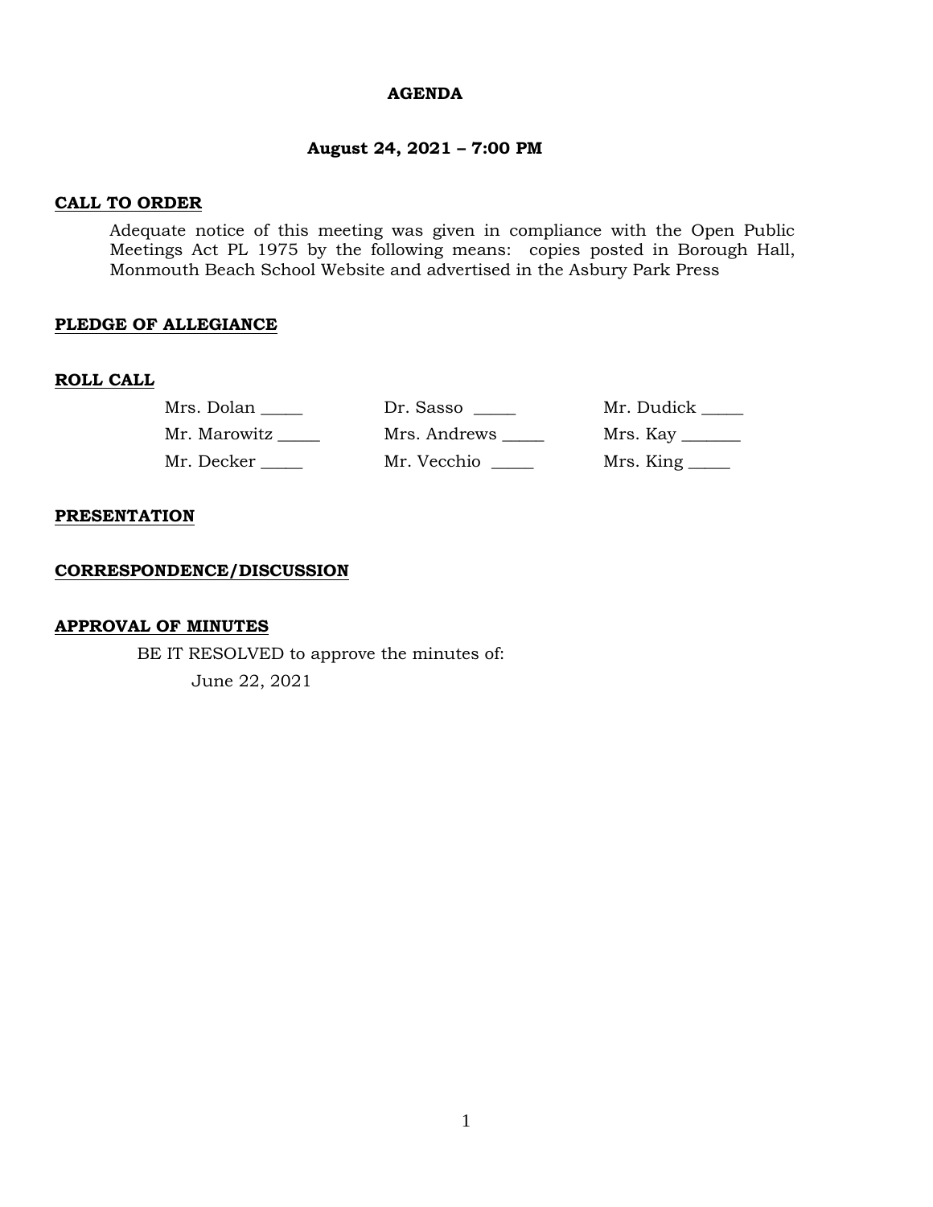# AGENDA

## August 24, 2021 – 7:00 PM

**CALL TO ORDER**

Adequate notice of this meeting was given in compliance with the Open Public Meetings Act PL 1975 by the following means: copies posted in Borough Hall, Monmouth Beach School Website and advertised in the Asbury Park Press

**PLEDGE OF ALLEGIANCE**

**ROLL CALL**

| | | |
|---|---|---|
| Mrs. Dolan _____ | Dr. Sasso _____ | Mr. Dudick _____ |
| Mr. Marowitz _____ | Mrs. Andrews _____ | Mrs. Kay _______ |
| Mr. Decker _____ | Mr. Vecchio _____ | Mrs. King _____ |

**PRESENTATION**

**CORRESPONDENCE/DISCUSSION**

**APPROVAL OF MINUTES**

BE IT RESOLVED to approve the minutes of:

June 22, 2021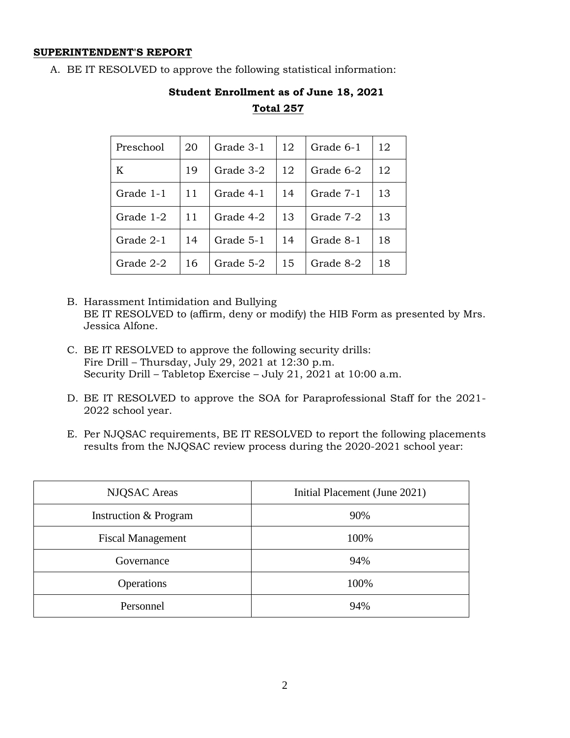**SUPERINTENDENT'S REPORT**

A. BE IT RESOLVED to approve the following statistical information:

**Student Enrollment as of June 18, 2021**

**Total 257**

| Preschool | 20 | Grade 3-1 | 12 | Grade 6-1 | 12 |
|---|---|---|---|---|---|
| K | 19 | Grade 3-2 | 12 | Grade 6-2 | 12 |
| Grade 1-1 | 11 | Grade 4-1 | 14 | Grade 7-1 | 13 |
| Grade 1-2 | 11 | Grade 4-2 | 13 | Grade 7-2 | 13 |
| Grade 2-1 | 14 | Grade 5-1 | 14 | Grade 8-1 | 18 |
| Grade 2-2 | 16 | Grade 5-2 | 15 | Grade 8-2 | 18 |

B. Harassment Intimidation and Bullying
BE IT RESOLVED to (affirm, deny or modify) the HIB Form as presented by Mrs. Jessica Alfone.

C. BE IT RESOLVED to approve the following security drills:
Fire Drill – Thursday, July 29, 2021 at 12:30 p.m.
Security Drill – Tabletop Exercise – July 21, 2021 at 10:00 a.m.

D. BE IT RESOLVED to approve the SOA for Paraprofessional Staff for the 2021-2022 school year.

E. Per NJQSAC requirements, BE IT RESOLVED to report the following placements results from the NJQSAC review process during the 2020-2021 school year:

| NJQSAC Areas | Initial Placement (June 2021) |
|---|---|
| Instruction & Program | 90% |
| Fiscal Management | 100% |
| Governance | 94% |
| Operations | 100% |
| Personnel | 94% |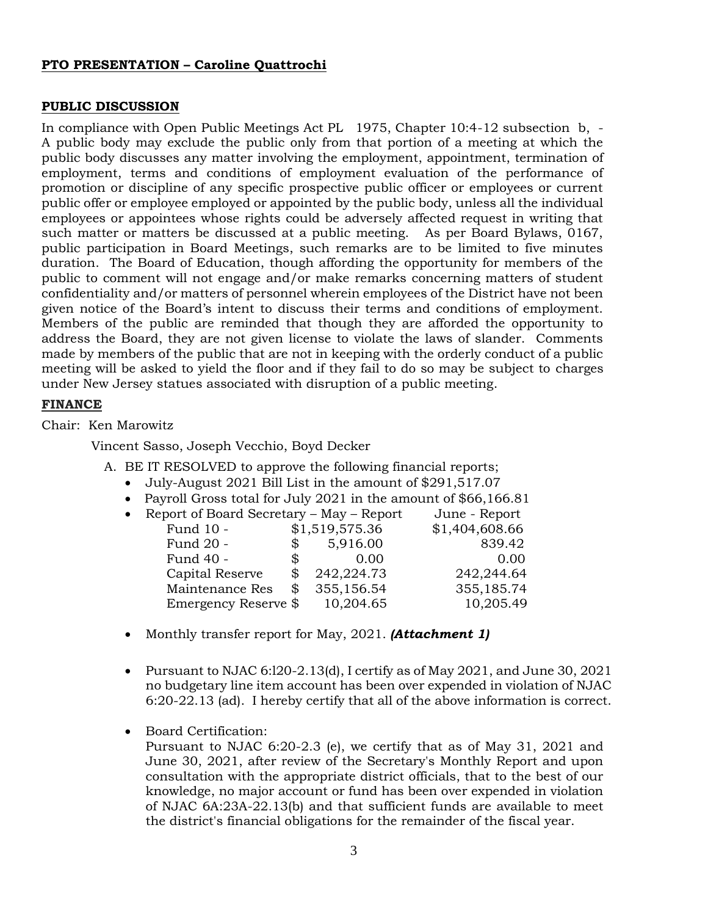**PTO PRESENTATION – Caroline Quattrochi**

**PUBLIC DISCUSSION**

In compliance with Open Public Meetings Act PL 1975, Chapter 10:4-12 subsection b, - A public body may exclude the public only from that portion of a meeting at which the public body discusses any matter involving the employment, appointment, termination of employment, terms and conditions of employment evaluation of the performance of promotion or discipline of any specific prospective public officer or employees or current public offer or employee employed or appointed by the public body, unless all the individual employees or appointees whose rights could be adversely affected request in writing that such matter or matters be discussed at a public meeting. As per Board Bylaws, 0167, public participation in Board Meetings, such remarks are to be limited to five minutes duration. The Board of Education, though affording the opportunity for members of the public to comment will not engage and/or make remarks concerning matters of student confidentiality and/or matters of personnel wherein employees of the District have not been given notice of the Board's intent to discuss their terms and conditions of employment. Members of the public are reminded that though they are afforded the opportunity to address the Board, they are not given license to violate the laws of slander. Comments made by members of the public that are not in keeping with the orderly conduct of a public meeting will be asked to yield the floor and if they fail to do so may be subject to charges under New Jersey statues associated with disruption of a public meeting.

**FINANCE**

Chair: Ken Marowitz

Vincent Sasso, Joseph Vecchio, Boyd Decker

A. BE IT RESOLVED to approve the following financial reports;

- July-August 2021 Bill List in the amount of $291,517.07
- Payroll Gross total for July 2021 in the amount of $66,166.81
- Report of Board Secretary – May – Report June - Report

| | May – Report | June - Report |
|---|---|---|
| Fund 10 - | $1,519,575.36 | $1,404,608.66 |
| Fund 20 - | $ 5,916.00 | 839.42 |
| Fund 40 - | $ 0.00 | 0.00 |
| Capital Reserve | $ 242,224.73 | 242,244.64 |
| Maintenance Res | $ 355,156.54 | 355,185.74 |
| Emergency Reserve | $ 10,204.65 | 10,205.49 |

- Monthly transfer report for May, 2021. ***(Attachment 1)***

- Pursuant to NJAC 6:l20-2.13(d), I certify as of May 2021, and June 30, 2021 no budgetary line item account has been over expended in violation of NJAC 6:20-22.13 (ad). I hereby certify that all of the above information is correct.

- Board Certification:
  Pursuant to NJAC 6:20-2.3 (e), we certify that as of May 31, 2021 and June 30, 2021, after review of the Secretary's Monthly Report and upon consultation with the appropriate district officials, that to the best of our knowledge, no major account or fund has been over expended in violation of NJAC 6A:23A-22.13(b) and that sufficient funds are available to meet the district's financial obligations for the remainder of the fiscal year.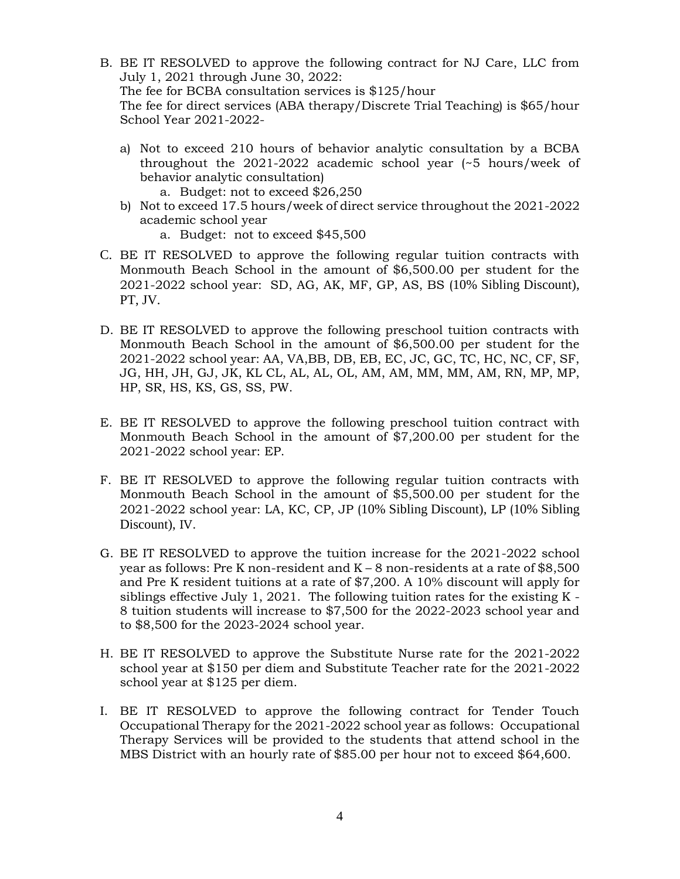B. BE IT RESOLVED to approve the following contract for NJ Care, LLC from July 1, 2021 through June 30, 2022:
The fee for BCBA consultation services is $125/hour
The fee for direct services (ABA therapy/Discrete Trial Teaching) is $65/hour
School Year 2021-2022-

   a) Not to exceed 210 hours of behavior analytic consultation by a BCBA throughout the 2021-2022 academic school year (~5 hours/week of behavior analytic consultation)
      a. Budget: not to exceed $26,250
   b) Not to exceed 17.5 hours/week of direct service throughout the 2021-2022 academic school year
      a. Budget: not to exceed $45,500

C. BE IT RESOLVED to approve the following regular tuition contracts with Monmouth Beach School in the amount of $6,500.00 per student for the 2021-2022 school year: SD, AG, AK, MF, GP, AS, BS (10% Sibling Discount), PT, JV.

D. BE IT RESOLVED to approve the following preschool tuition contracts with Monmouth Beach School in the amount of $6,500.00 per student for the 2021-2022 school year: AA, VA,BB, DB, EB, EC, JC, GC, TC, HC, NC, CF, SF, JG, HH, JH, GJ, JK, KL CL, AL, AL, OL, AM, AM, MM, MM, AM, RN, MP, MP, HP, SR, HS, KS, GS, SS, PW.

E. BE IT RESOLVED to approve the following preschool tuition contract with Monmouth Beach School in the amount of $7,200.00 per student for the 2021-2022 school year: EP.

F. BE IT RESOLVED to approve the following regular tuition contracts with Monmouth Beach School in the amount of $5,500.00 per student for the 2021-2022 school year: LA, KC, CP, JP (10% Sibling Discount), LP (10% Sibling Discount), IV.

G. BE IT RESOLVED to approve the tuition increase for the 2021-2022 school year as follows: Pre K non-resident and K – 8 non-residents at a rate of $8,500 and Pre K resident tuitions at a rate of $7,200. A 10% discount will apply for siblings effective July 1, 2021. The following tuition rates for the existing K - 8 tuition students will increase to $7,500 for the 2022-2023 school year and to $8,500 for the 2023-2024 school year.

H. BE IT RESOLVED to approve the Substitute Nurse rate for the 2021-2022 school year at $150 per diem and Substitute Teacher rate for the 2021-2022 school year at $125 per diem.

I. BE IT RESOLVED to approve the following contract for Tender Touch Occupational Therapy for the 2021-2022 school year as follows: Occupational Therapy Services will be provided to the students that attend school in the MBS District with an hourly rate of $85.00 per hour not to exceed $64,600.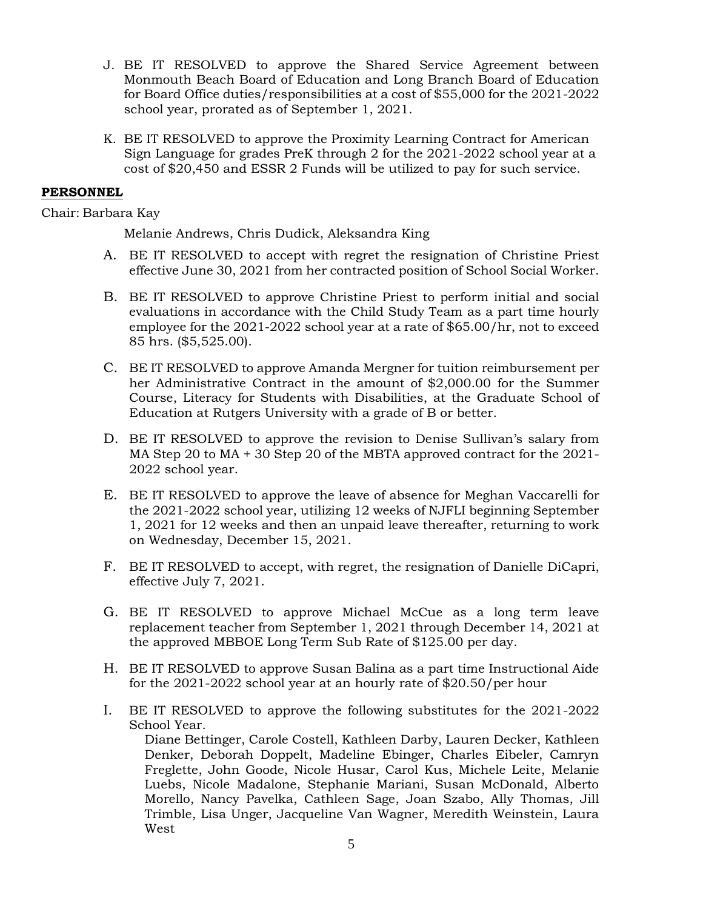J. BE IT RESOLVED to approve the Shared Service Agreement between Monmouth Beach Board of Education and Long Branch Board of Education for Board Office duties/responsibilities at a cost of $55,000 for the 2021-2022 school year, prorated as of September 1, 2021.

K. BE IT RESOLVED to approve the Proximity Learning Contract for American Sign Language for grades PreK through 2 for the 2021-2022 school year at a cost of $20,450 and ESSR 2 Funds will be utilized to pay for such service.

**PERSONNEL**

Chair: Barbara Kay

Melanie Andrews, Chris Dudick, Aleksandra King

A. BE IT RESOLVED to accept with regret the resignation of Christine Priest effective June 30, 2021 from her contracted position of School Social Worker.

B. BE IT RESOLVED to approve Christine Priest to perform initial and social evaluations in accordance with the Child Study Team as a part time hourly employee for the 2021-2022 school year at a rate of $65.00/hr, not to exceed 85 hrs. ($5,525.00).

C. BE IT RESOLVED to approve Amanda Mergner for tuition reimbursement per her Administrative Contract in the amount of $2,000.00 for the Summer Course, Literacy for Students with Disabilities, at the Graduate School of Education at Rutgers University with a grade of B or better.

D. BE IT RESOLVED to approve the revision to Denise Sullivan's salary from MA Step 20 to MA + 30 Step 20 of the MBTA approved contract for the 2021-2022 school year.

E. BE IT RESOLVED to approve the leave of absence for Meghan Vaccarelli for the 2021-2022 school year, utilizing 12 weeks of NJFLI beginning September 1, 2021 for 12 weeks and then an unpaid leave thereafter, returning to work on Wednesday, December 15, 2021.

F. BE IT RESOLVED to accept, with regret, the resignation of Danielle DiCapri, effective July 7, 2021.

G. BE IT RESOLVED to approve Michael McCue as a long term leave replacement teacher from September 1, 2021 through December 14, 2021 at the approved MBBOE Long Term Sub Rate of $125.00 per day.

H. BE IT RESOLVED to approve Susan Balina as a part time Instructional Aide for the 2021-2022 school year at an hourly rate of $20.50/per hour

I. BE IT RESOLVED to approve the following substitutes for the 2021-2022 School Year.

Diane Bettinger, Carole Costell, Kathleen Darby, Lauren Decker, Kathleen Denker, Deborah Doppelt, Madeline Ebinger, Charles Eibeler, Camryn Freglette, John Goode, Nicole Husar, Carol Kus, Michele Leite, Melanie Luebs, Nicole Madalone, Stephanie Mariani, Susan McDonald, Alberto Morello, Nancy Pavelka, Cathleen Sage, Joan Szabo, Ally Thomas, Jill Trimble, Lisa Unger, Jacqueline Van Wagner, Meredith Weinstein, Laura West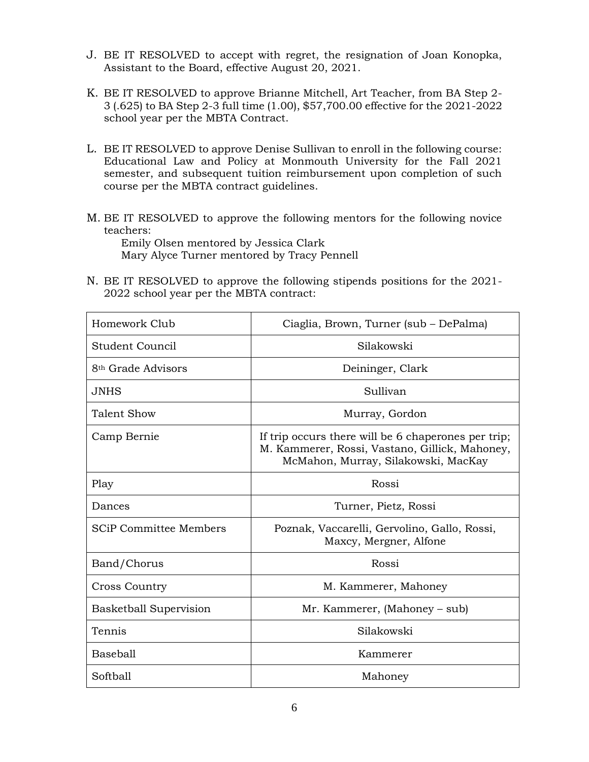J. BE IT RESOLVED to accept with regret, the resignation of Joan Konopka, Assistant to the Board, effective August 20, 2021.

K. BE IT RESOLVED to approve Brianne Mitchell, Art Teacher, from BA Step 2-3 (.625) to BA Step 2-3 full time (1.00), $57,700.00 effective for the 2021-2022 school year per the MBTA Contract.

L. BE IT RESOLVED to approve Denise Sullivan to enroll in the following course: Educational Law and Policy at Monmouth University for the Fall 2021 semester, and subsequent tuition reimbursement upon completion of such course per the MBTA contract guidelines.

M. BE IT RESOLVED to approve the following mentors for the following novice teachers:
   Emily Olsen mentored by Jessica Clark
   Mary Alyce Turner mentored by Tracy Pennell

N. BE IT RESOLVED to approve the following stipends positions for the 2021-2022 school year per the MBTA contract:

| | |
|---|---|
| Homework Club | Ciaglia, Brown, Turner (sub – DePalma) |
| Student Council | Silakowski |
| 8th Grade Advisors | Deininger, Clark |
| JNHS | Sullivan |
| Talent Show | Murray, Gordon |
| Camp Bernie | If trip occurs there will be 6 chaperones per trip; M. Kammerer, Rossi, Vastano, Gillick, Mahoney, McMahon, Murray, Silakowski, MacKay |
| Play | Rossi |
| Dances | Turner, Pietz, Rossi |
| SCiP Committee Members | Poznak, Vaccarelli, Gervolino, Gallo, Rossi, Maxcy, Mergner, Alfone |
| Band/Chorus | Rossi |
| Cross Country | M. Kammerer, Mahoney |
| Basketball Supervision | Mr. Kammerer, (Mahoney – sub) |
| Tennis | Silakowski |
| Baseball | Kammerer |
| Softball | Mahoney |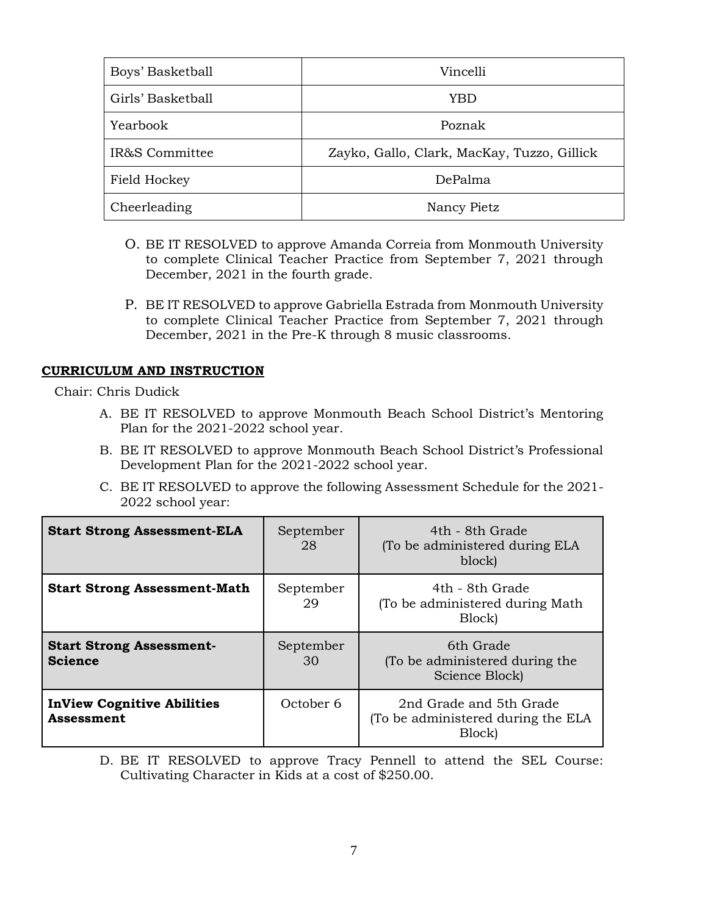| Boys' Basketball | Vincelli |
|---|---|
| Girls' Basketball | YBD |
| Yearbook | Poznak |
| IR&S Committee | Zayko, Gallo, Clark, MacKay, Tuzzo, Gillick |
| Field Hockey | DePalma |
| Cheerleading | Nancy Pietz |

O. BE IT RESOLVED to approve Amanda Correia from Monmouth University to complete Clinical Teacher Practice from September 7, 2021 through December, 2021 in the fourth grade.

P. BE IT RESOLVED to approve Gabriella Estrada from Monmouth University to complete Clinical Teacher Practice from September 7, 2021 through December, 2021 in the Pre-K through 8 music classrooms.

**CURRICULUM AND INSTRUCTION**

Chair: Chris Dudick

A. BE IT RESOLVED to approve Monmouth Beach School District's Mentoring Plan for the 2021-2022 school year.

B. BE IT RESOLVED to approve Monmouth Beach School District's Professional Development Plan for the 2021-2022 school year.

C. BE IT RESOLVED to approve the following Assessment Schedule for the 2021-2022 school year:

| **Start Strong Assessment-ELA** | September 28 | 4th - 8th Grade (To be administered during ELA block) |
|---|---|---|
| **Start Strong Assessment-Math** | September 29 | 4th - 8th Grade (To be administered during Math Block) |
| **Start Strong Assessment-Science** | September 30 | 6th Grade (To be administered during the Science Block) |
| **InView Cognitive Abilities Assessment** | October 6 | 2nd Grade and 5th Grade (To be administered during the ELA Block) |

D. BE IT RESOLVED to approve Tracy Pennell to attend the SEL Course: Cultivating Character in Kids at a cost of $250.00.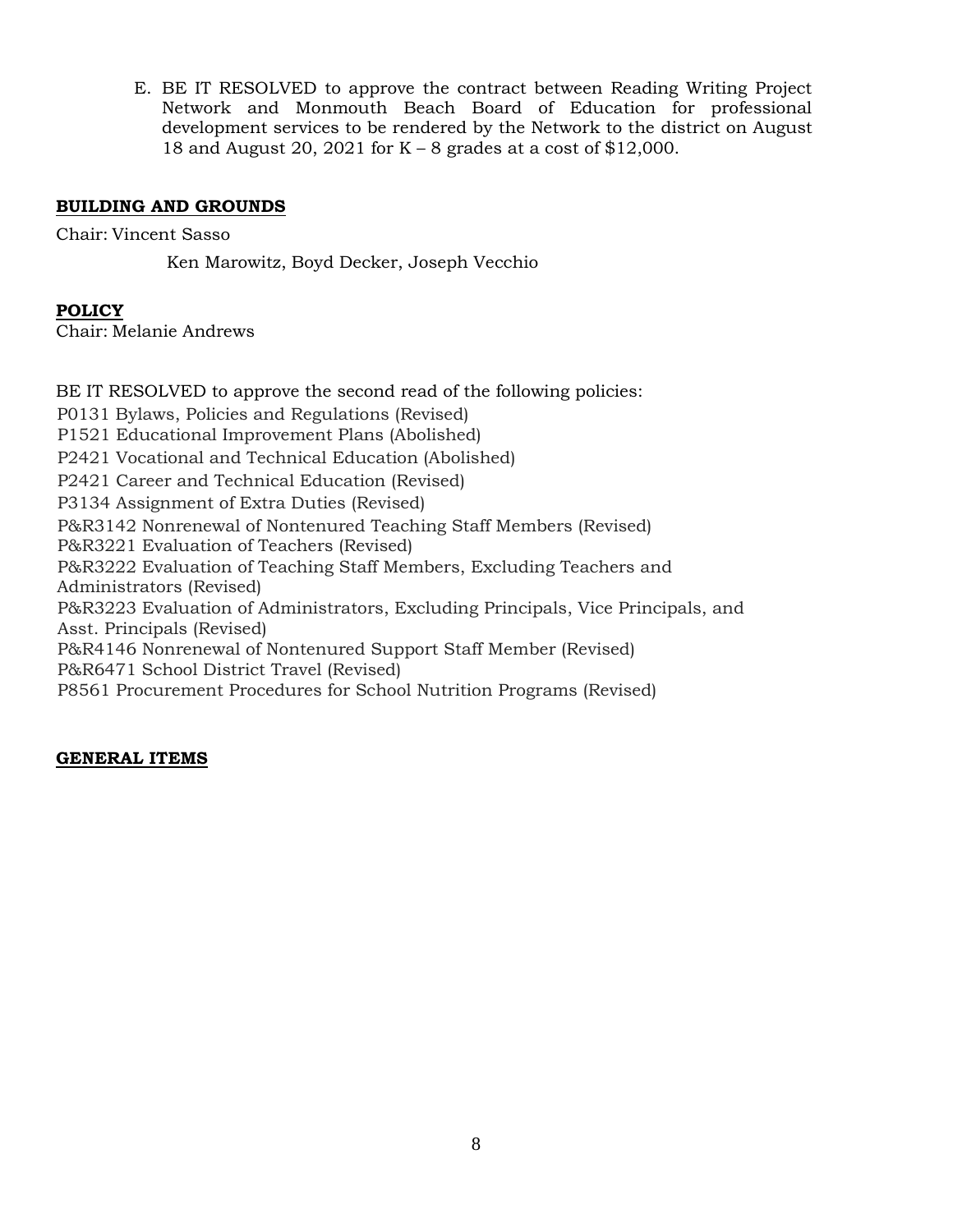E. BE IT RESOLVED to approve the contract between Reading Writing Project Network and Monmouth Beach Board of Education for professional development services to be rendered by the Network to the district on August 18 and August 20, 2021 for K – 8 grades at a cost of $12,000.

## BUILDING AND GROUNDS

Chair: Vincent Sasso

Ken Marowitz, Boyd Decker, Joseph Vecchio

## POLICY

Chair: Melanie Andrews

BE IT RESOLVED to approve the second read of the following policies:

P0131 Bylaws, Policies and Regulations (Revised)
P1521 Educational Improvement Plans (Abolished)
P2421 Vocational and Technical Education (Abolished)
P2421 Career and Technical Education (Revised)
P3134 Assignment of Extra Duties (Revised)
P&R3142 Nonrenewal of Nontenured Teaching Staff Members (Revised)
P&R3221 Evaluation of Teachers (Revised)
P&R3222 Evaluation of Teaching Staff Members, Excluding Teachers and Administrators (Revised)
P&R3223 Evaluation of Administrators, Excluding Principals, Vice Principals, and Asst. Principals (Revised)
P&R4146 Nonrenewal of Nontenured Support Staff Member (Revised)
P&R6471 School District Travel (Revised)
P8561 Procurement Procedures for School Nutrition Programs (Revised)

## GENERAL ITEMS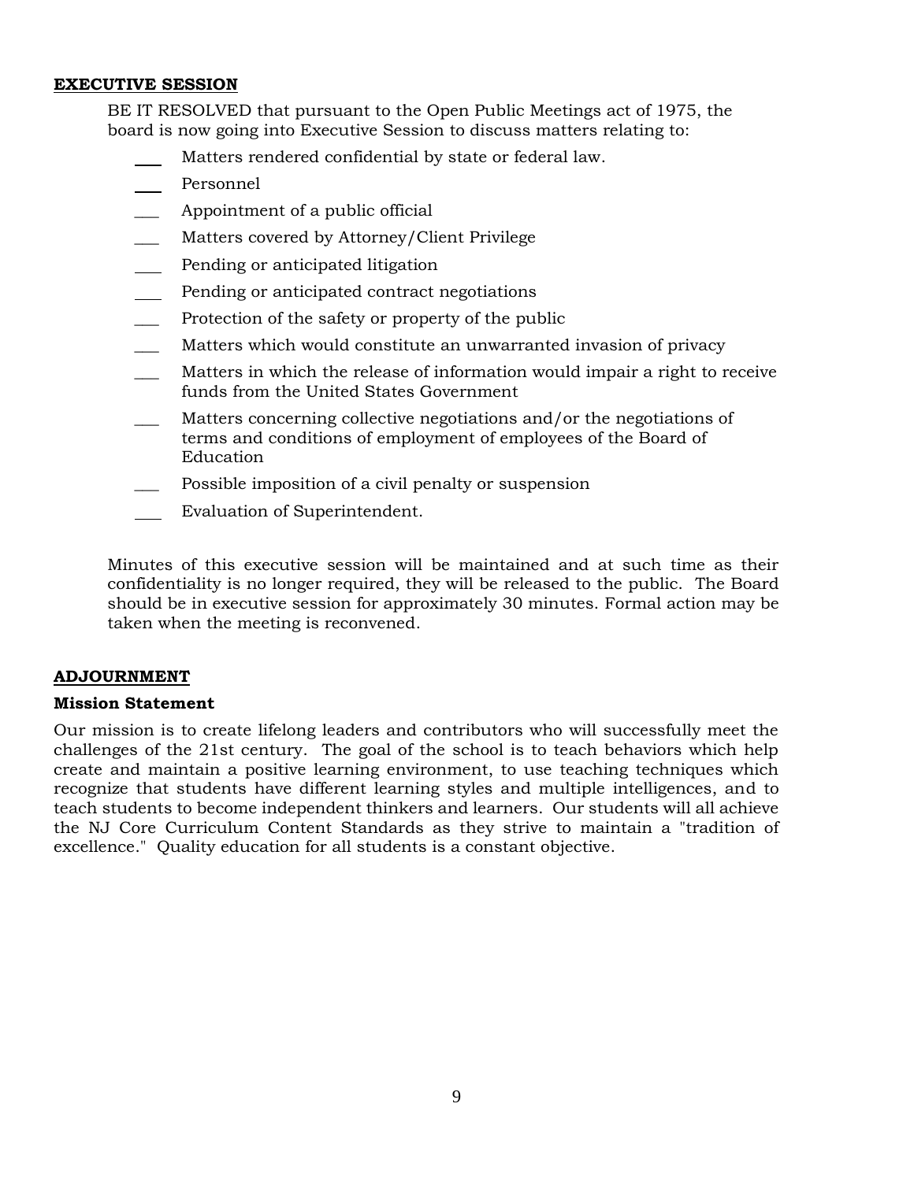## EXECUTIVE SESSION

BE IT RESOLVED that pursuant to the Open Public Meetings act of 1975, the board is now going into Executive Session to discuss matters relating to:

- ___ Matters rendered confidential by state or federal law.
- ___ Personnel
- ___ Appointment of a public official
- ___ Matters covered by Attorney/Client Privilege
- ___ Pending or anticipated litigation
- ___ Pending or anticipated contract negotiations
- ___ Protection of the safety or property of the public
- ___ Matters which would constitute an unwarranted invasion of privacy
- ___ Matters in which the release of information would impair a right to receive funds from the United States Government
- ___ Matters concerning collective negotiations and/or the negotiations of terms and conditions of employment of employees of the Board of Education
- ___ Possible imposition of a civil penalty or suspension
- ___ Evaluation of Superintendent.

Minutes of this executive session will be maintained and at such time as their confidentiality is no longer required, they will be released to the public. The Board should be in executive session for approximately 30 minutes. Formal action may be taken when the meeting is reconvened.

## ADJOURNMENT

### Mission Statement

Our mission is to create lifelong leaders and contributors who will successfully meet the challenges of the 21st century. The goal of the school is to teach behaviors which help create and maintain a positive learning environment, to use teaching techniques which recognize that students have different learning styles and multiple intelligences, and to teach students to become independent thinkers and learners. Our students will all achieve the NJ Core Curriculum Content Standards as they strive to maintain a "tradition of excellence." Quality education for all students is a constant objective.